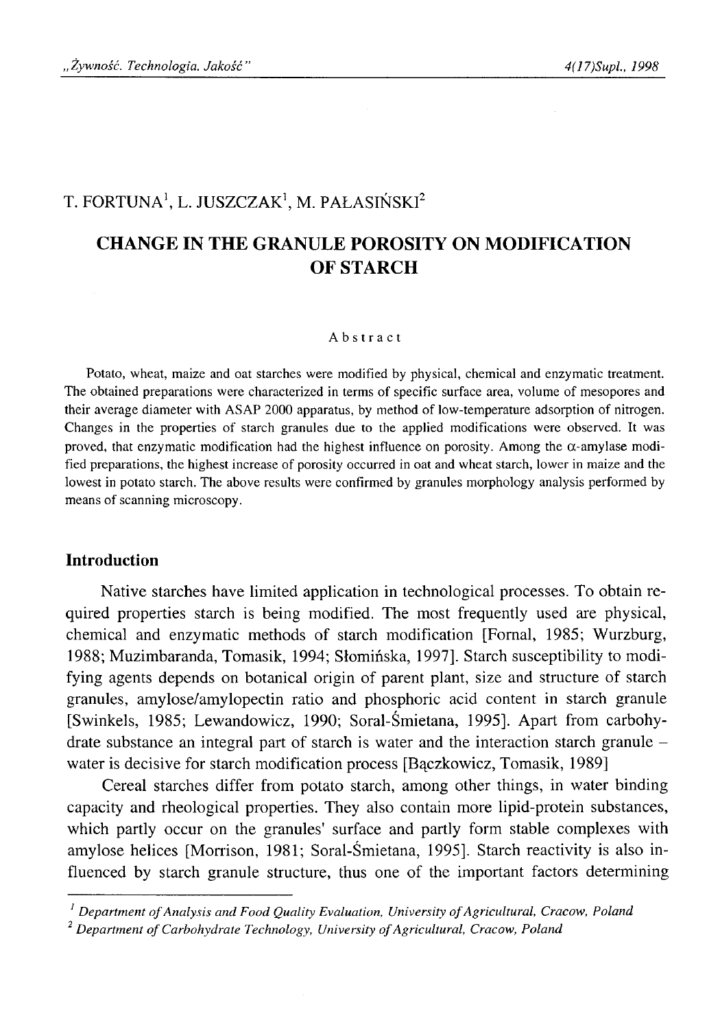T. FORTUNA[1], L. JUSZCZAK[1], M. PAŁASIŃSKI[2]

# CHANGE IN THE GRANULE POROSITY ON MODIFICATION OF STARCH

A b s t r a c t

Potato, wheat, maize and oat starches were modified by physical, chemical and enzymatic treatment. The obtained preparations were characterized in terms of specific surface area, volume of mesopores and their average diameter with ASAP 2000 apparatus, by method of low-temperature adsorption of nitrogen. Changes in the properties of starch granules due to the applied modifications were observed. It was proved, that enzymatic modification had the highest influence on porosity. Among the $\alpha$-amylase modified preparations, the highest increase of porosity occurred in oat and wheat starch, lower in maize and the lowest in potato starch. The above results were confirmed by granules morphology analysis performed by means of scanning microscopy.

## Introduction

Native starches have limited application in technological processes. To obtain required properties starch is being modified. The most frequently used are physical, chemical and enzymatic methods of starch modification [Fornal, 1985; Wurzburg, 1988; Muzimbaranda, Tomasik, 1994; Słomińska, 1997]. Starch susceptibility to modifying agents depends on botanical origin of parent plant, size and structure of starch granules, amylose/amylopectin ratio and phosphoric acid content in starch granule [Swinkels, 1985; Lewandowicz, 1990; Soral-Śmietana, 1995]. Apart from carbohydrate substance an integral part of starch is water and the interaction starch granule – water is decisive for starch modification process [Bączkowicz, Tomasik, 1989]

Cereal starches differ from potato starch, among other things, in water binding capacity and rheological properties. They also contain more lipid-protein substances, which partly occur on the granules' surface and partly form stable complexes with amylose helices [Morrison, 1981; Soral-Śmietana, 1995]. Starch reactivity is also influenced by starch granule structure, thus one of the important factors determining

[1] *Department of Analysis and Food Quality Evaluation, University of Agricultural, Cracow, Poland*
[2] *Department of Carbohydrate Technology, University of Agricultural, Cracow, Poland*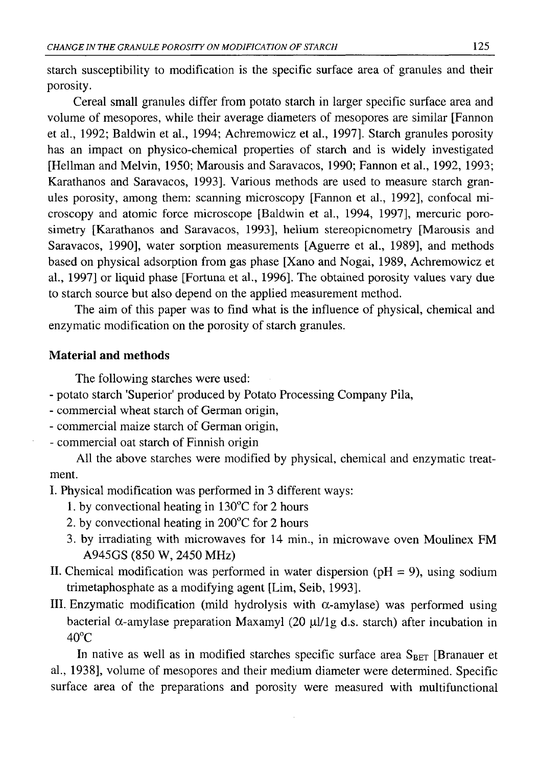starch susceptibility to modification is the specific surface area of granules and their porosity.

Cereal small granules differ from potato starch in larger specific surface area and volume of mesopores, while their average diameters of mesopores are similar [Fannon et al., 1992; Baldwin et al., 1994; Achremowicz et al., 1997]. Starch granules porosity has an impact on physico-chemical properties of starch and is widely investigated [Hellman and Melvin, 1950; Marousis and Saravacos, 1990; Fannon et al., 1992, 1993; Karathanos and Saravacos, 1993]. Various methods are used to measure starch granules porosity, among them: scanning microscopy [Fannon et al., 1992], confocal microscopy and atomic force microscope [Baldwin et al., 1994, 1997], mercuric porosimetry [Karathanos and Saravacos, 1993], helium stereopicnometry [Marousis and Saravacos, 1990], water sorption measurements [Aguerre et al., 1989], and methods based on physical adsorption from gas phase [Xano and Nogai, 1989, Achremowicz et al., 1997] or liquid phase [Fortuna et al., 1996]. The obtained porosity values vary due to starch source but also depend on the applied measurement method.

The aim of this paper was to find what is the influence of physical, chemical and enzymatic modification on the porosity of starch granules.

## Material and methods

The following starches were used:

- potato starch 'Superior' produced by Potato Processing Company Pila,
- commercial wheat starch of German origin,
- commercial maize starch of German origin,
- commercial oat starch of Finnish origin

All the above starches were modified by physical, chemical and enzymatic treatment.

I. Physical modification was performed in 3 different ways:
   1. by convectional heating in 130°C for 2 hours
   2. by convectional heating in 200°C for 2 hours
   3. by irradiating with microwaves for 14 min., in microwave oven Moulinex FM A945GS (850 W, 2450 MHz)

II. Chemical modification was performed in water dispersion (pH = 9), using sodium trimetaphosphate as a modifying agent [Lim, Seib, 1993].

III. Enzymatic modification (mild hydrolysis with $\alpha$-amylase) was performed using bacterial $\alpha$-amylase preparation Maxamyl (20 $\mu$l/1g d.s. starch) after incubation in 40°C

In native as well as in modified starches specific surface area $S_{BET}$ [Branauer et al., 1938], volume of mesopores and their medium diameter were determined. Specific surface area of the preparations and porosity were measured with multifunctional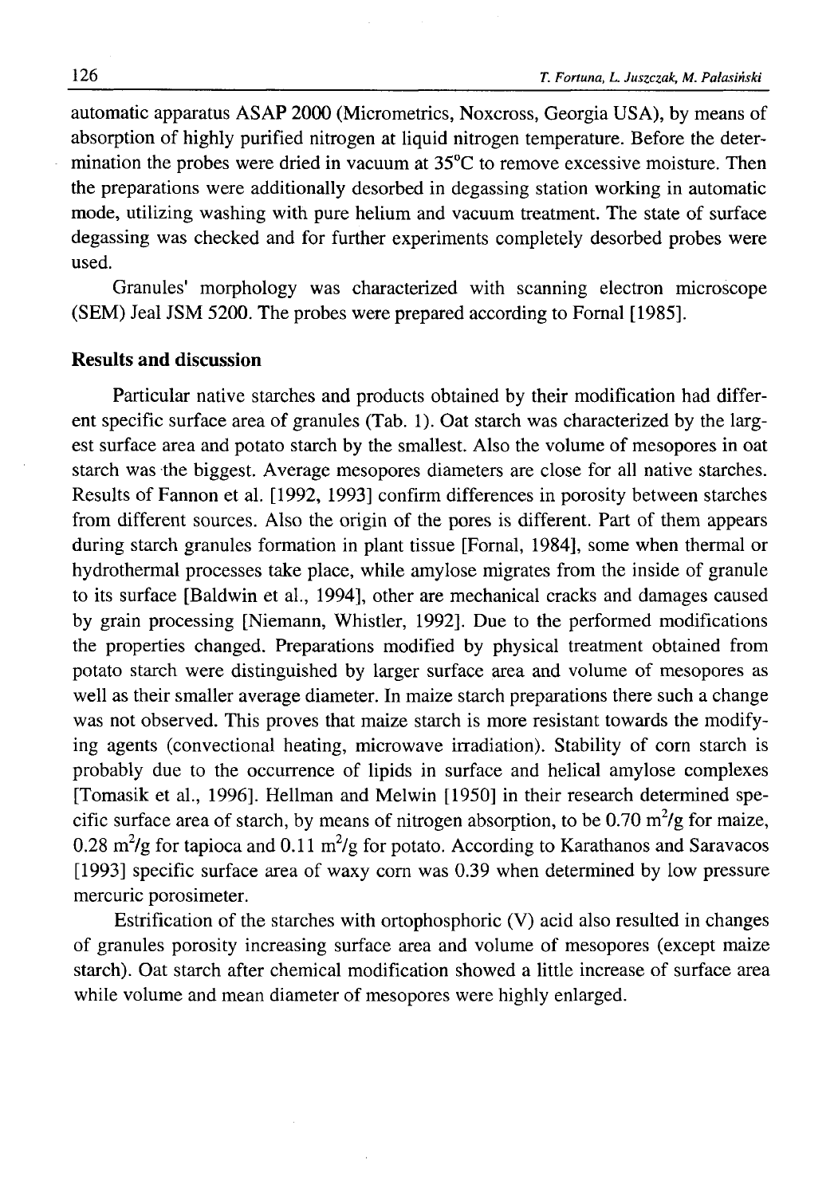automatic apparatus ASAP 2000 (Micrometrics, Noxcross, Georgia USA), by means of absorption of highly purified nitrogen at liquid nitrogen temperature. Before the determination the probes were dried in vacuum at 35°C to remove excessive moisture. Then the preparations were additionally desorbed in degassing station working in automatic mode, utilizing washing with pure helium and vacuum treatment. The state of surface degassing was checked and for further experiments completely desorbed probes were used.

Granules' morphology was characterized with scanning electron microscope (SEM) Jeal JSM 5200. The probes were prepared according to Fornal [1985].

## Results and discussion

Particular native starches and products obtained by their modification had different specific surface area of granules (Tab. 1). Oat starch was characterized by the largest surface area and potato starch by the smallest. Also the volume of mesopores in oat starch was the biggest. Average mesopores diameters are close for all native starches. Results of Fannon et al. [1992, 1993] confirm differences in porosity between starches from different sources. Also the origin of the pores is different. Part of them appears during starch granules formation in plant tissue [Fornal, 1984], some when thermal or hydrothermal processes take place, while amylose migrates from the inside of granule to its surface [Baldwin et al., 1994], other are mechanical cracks and damages caused by grain processing [Niemann, Whistler, 1992]. Due to the performed modifications the properties changed. Preparations modified by physical treatment obtained from potato starch were distinguished by larger surface area and volume of mesopores as well as their smaller average diameter. In maize starch preparations there such a change was not observed. This proves that maize starch is more resistant towards the modifying agents (convectional heating, microwave irradiation). Stability of corn starch is probably due to the occurrence of lipids in surface and helical amylose complexes [Tomasik et al., 1996]. Hellman and Melwin [1950] in their research determined specific surface area of starch, by means of nitrogen absorption, to be 0.70 $m^2/g$ for maize, 0.28 $m^2/g$ for tapioca and 0.11 $m^2/g$ for potato. According to Karathanos and Saravacos [1993] specific surface area of waxy corn was 0.39 when determined by low pressure mercuric porosimeter.

Estrification of the starches with ortophosphoric (V) acid also resulted in changes of granules porosity increasing surface area and volume of mesopores (except maize starch). Oat starch after chemical modification showed a little increase of surface area while volume and mean diameter of mesopores were highly enlarged.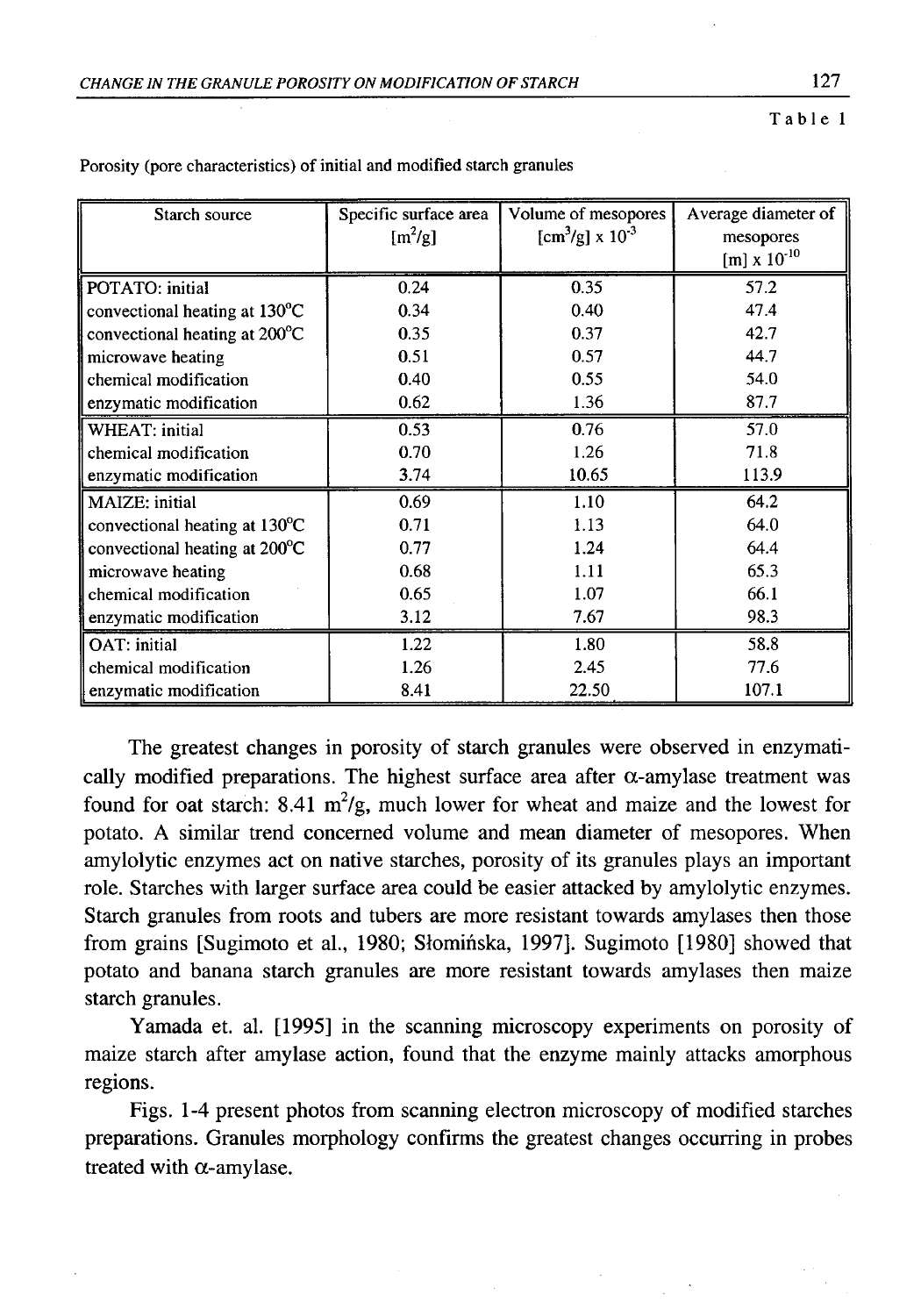Table 1

Porosity (pore characteristics) of initial and modified starch granules

| Starch source | Specific surface area [$m^2$/g] | Volume of mesopores [$cm^3$/g] x $10^{-3}$ | Average diameter of mesopores [m] x $10^{-10}$ |
|---|---|---|---|
| POTATO: initial | 0.24 | 0.35 | 57.2 |
| convectional heating at 130°C | 0.34 | 0.40 | 47.4 |
| convectional heating at 200°C | 0.35 | 0.37 | 42.7 |
| microwave heating | 0.51 | 0.57 | 44.7 |
| chemical modification | 0.40 | 0.55 | 54.0 |
| enzymatic modification | 0.62 | 1.36 | 87.7 |
| WHEAT: initial | 0.53 | 0.76 | 57.0 |
| chemical modification | 0.70 | 1.26 | 71.8 |
| enzymatic modification | 3.74 | 10.65 | 113.9 |
| MAIZE: initial | 0.69 | 1.10 | 64.2 |
| convectional heating at 130°C | 0.71 | 1.13 | 64.0 |
| convectional heating at 200°C | 0.77 | 1.24 | 64.4 |
| microwave heating | 0.68 | 1.11 | 65.3 |
| chemical modification | 0.65 | 1.07 | 66.1 |
| enzymatic modification | 3.12 | 7.67 | 98.3 |
| OAT: initial | 1.22 | 1.80 | 58.8 |
| chemical modification | 1.26 | 2.45 | 77.6 |
| enzymatic modification | 8.41 | 22.50 | 107.1 |

The greatest changes in porosity of starch granules were observed in enzymatically modified preparations. The highest surface area after α-amylase treatment was found for oat starch: 8.41 $m^2$/g, much lower for wheat and maize and the lowest for potato. A similar trend concerned volume and mean diameter of mesopores. When amylolytic enzymes act on native starches, porosity of its granules plays an important role. Starches with larger surface area could be easier attacked by amylolytic enzymes. Starch granules from roots and tubers are more resistant towards amylases then those from grains [Sugimoto et al., 1980; Słomińska, 1997]. Sugimoto [1980] showed that potato and banana starch granules are more resistant towards amylases then maize starch granules.

Yamada et. al. [1995] in the scanning microscopy experiments on porosity of maize starch after amylase action, found that the enzyme mainly attacks amorphous regions.

Figs. 1-4 present photos from scanning electron microscopy of modified starches preparations. Granules morphology confirms the greatest changes occurring in probes treated with α-amylase.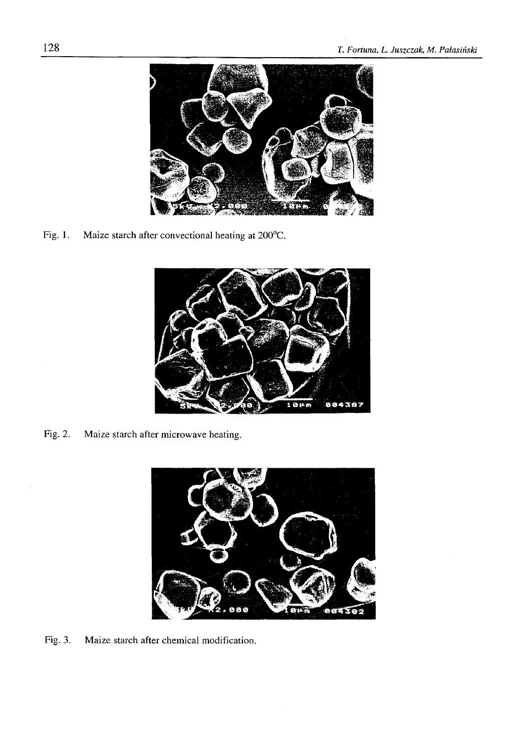Fig. 1. Maize starch after convectional heating at 200°C.

Fig. 2. Maize starch after microwave heating.

Fig. 3. Maize starch after chemical modification.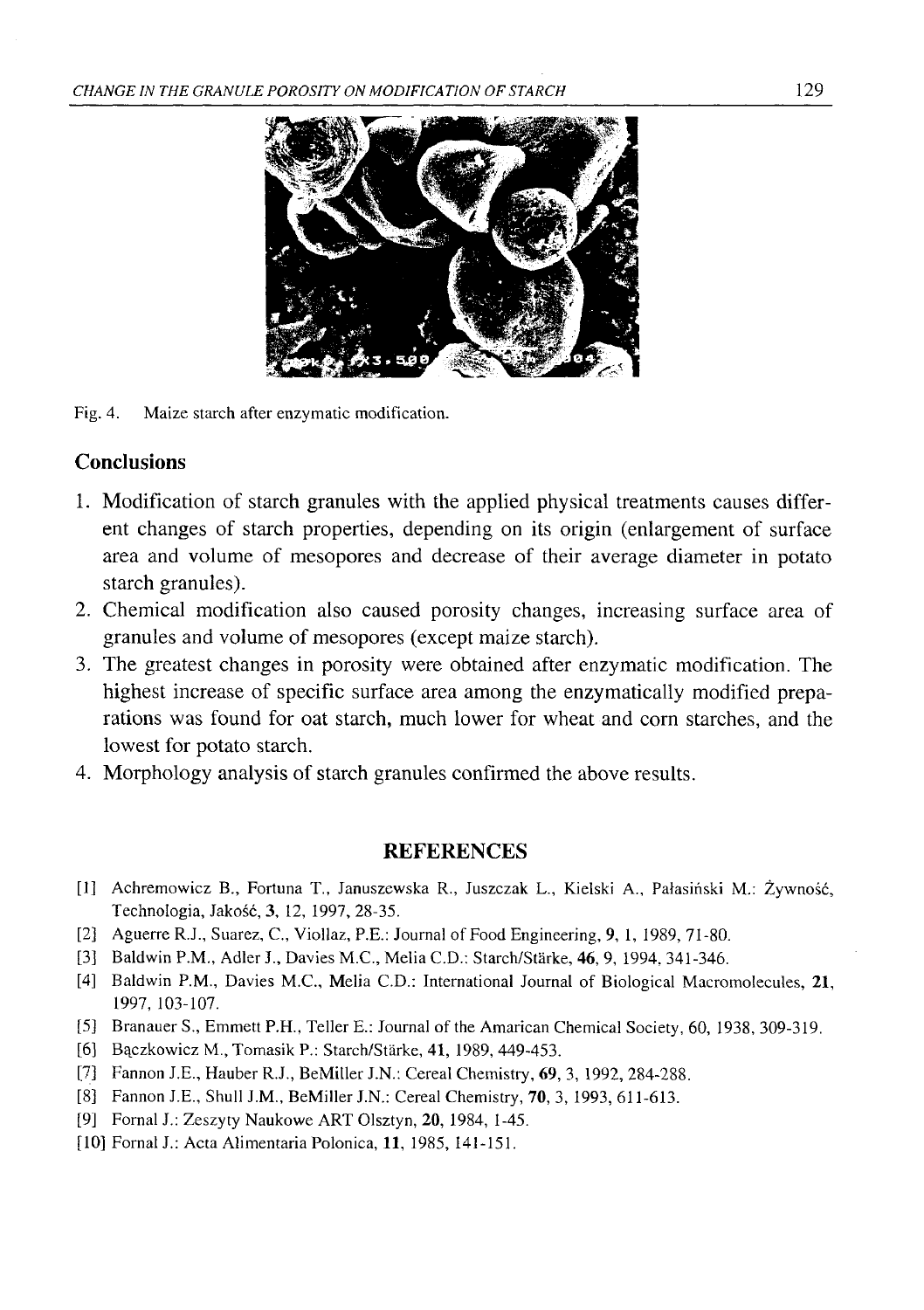Fig. 4. Maize starch after enzymatic modification.

## Conclusions

1. Modification of starch granules with the applied physical treatments causes different changes of starch properties, depending on its origin (enlargement of surface area and volume of mesopores and decrease of their average diameter in potato starch granules).
2. Chemical modification also caused porosity changes, increasing surface area of granules and volume of mesopores (except maize starch).
3. The greatest changes in porosity were obtained after enzymatic modification. The highest increase of specific surface area among the enzymatically modified preparations was found for oat starch, much lower for wheat and corn starches, and the lowest for potato starch.
4. Morphology analysis of starch granules confirmed the above results.

## REFERENCES

[1] Achremowicz B., Fortuna T., Januszewska R., Juszczak L., Kielski A., Pałasiński M.: Żywność, Technologia, Jakość, **3**, 12, 1997, 28-35.

[2] Aguerre R.J., Suarez, C., Viollaz, P.E.: Journal of Food Engineering, **9**, 1, 1989, 71-80.

[3] Baldwin P.M., Adler J., Davies M.C., Melia C.D.: Starch/Stärke, **46**, 9, 1994, 341-346.

[4] Baldwin P.M., Davies M.C., Melia C.D.: International Journal of Biological Macromolecules, **21**, 1997, 103-107.

[5] Branauer S., Emmett P.H., Teller E.: Journal of the Amarican Chemical Society, 60, 1938, 309-319.

[6] Bączkowicz M., Tomasik P.: Starch/Stärke, **41**, 1989, 449-453.

[7] Fannon J.E., Hauber R.J., BeMiller J.N.: Cereal Chemistry, **69**, 3, 1992, 284-288.

[8] Fannon J.E., Shull J.M., BeMiller J.N.: Cereal Chemistry, **70**, 3, 1993, 611-613.

[9] Fornal J.: Zeszyty Naukowe ART Olsztyn, **20**, 1984, 1-45.

[10] Fornal J.: Acta Alimentaria Polonica, **11**, 1985, 141-151.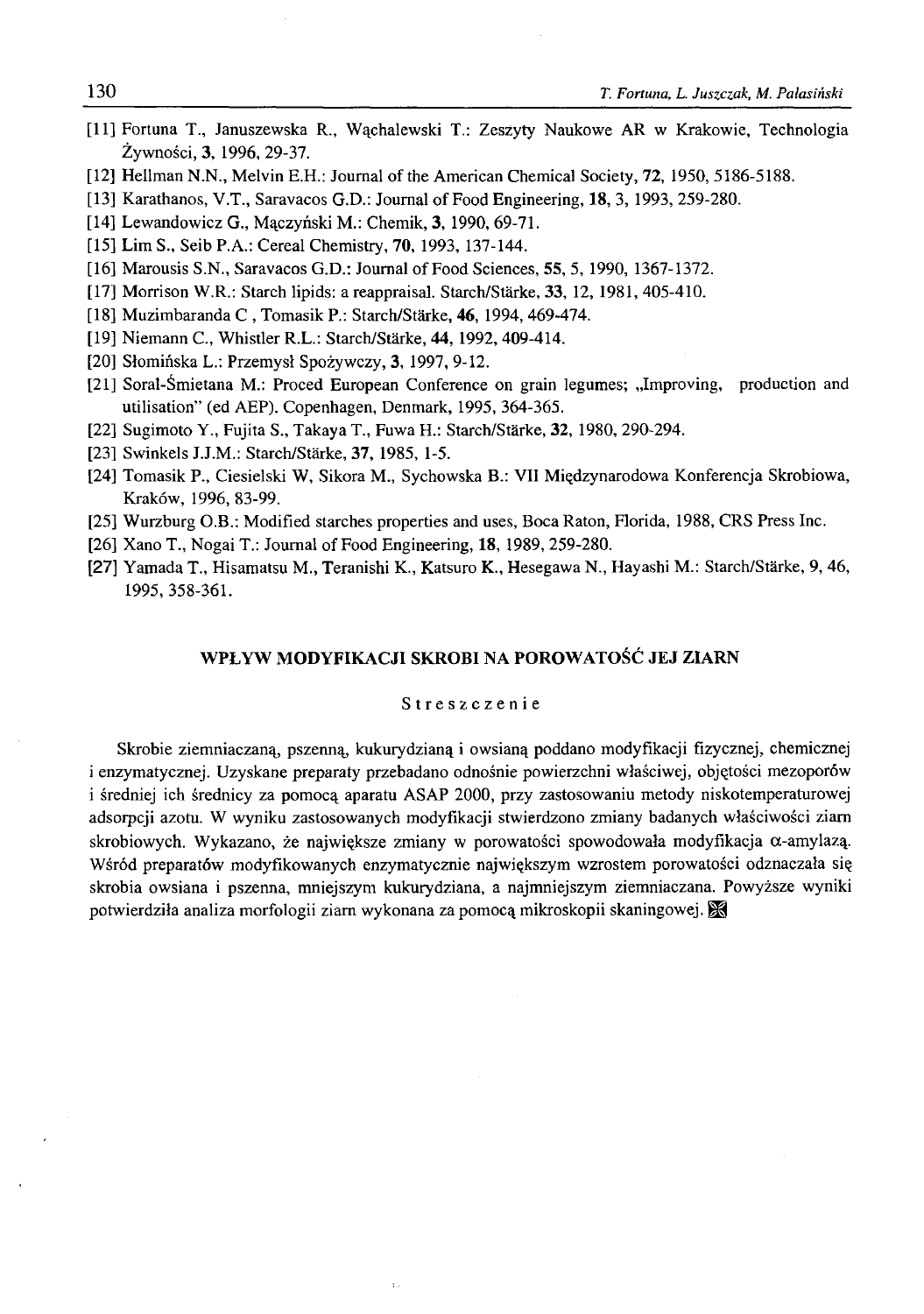[11] Fortuna T., Januszewska R., Wąchalewski T.: Zeszyty Naukowe AR w Krakowie, Technologia Żywności, **3**, 1996, 29-37.

[12] Hellman N.N., Melvin E.H.: Journal of the American Chemical Society, **72**, 1950, 5186-5188.

[13] Karathanos, V.T., Saravacos G.D.: Journal of Food Engineering, **18**, 3, 1993, 259-280.

[14] Lewandowicz G., Mączyński M.: Chemik, **3**, 1990, 69-71.

[15] Lim S., Seib P.A.: Cereal Chemistry, **70**, 1993, 137-144.

[16] Marousis S.N., Saravacos G.D.: Journal of Food Sciences, **55**, 5, 1990, 1367-1372.

[17] Morrison W.R.: Starch lipids: a reappraisal. Starch/Stärke, **33**, 12, 1981, 405-410.

[18] Muzimbaranda C , Tomasik P.: Starch/Stärke, **46**, 1994, 469-474.

[19] Niemann C., Whistler R.L.: Starch/Stärke, **44**, 1992, 409-414.

[20] Słomińska L.: Przemysł Spożywczy, **3**, 1997, 9-12.

[21] Soral-Śmietana M.: Proced European Conference on grain legumes; „Improving, production and utilisation" (ed AEP). Copenhagen, Denmark, 1995, 364-365.

[22] Sugimoto Y., Fujita S., Takaya T., Fuwa H.: Starch/Stärke, **32**, 1980, 290-294.

[23] Swinkels J.J.M.: Starch/Stärke, **37**, 1985, 1-5.

[24] Tomasik P., Ciesielski W, Sikora M., Sychowska B.: VII Międzynarodowa Konferencja Skrobiowa, Kraków, 1996, 83-99.

[25] Wurzburg O.B.: Modified starches properties and uses, Boca Raton, Florida, 1988, CRS Press Inc.

[26] Xano T., Nogai T.: Journal of Food Engineering, **18**, 1989, 259-280.

[27] Yamada T., Hisamatsu M., Teranishi K., Katsuro K., Hesegawa N., Hayashi M.: Starch/Stärke, 9, 46, 1995, 358-361.

## WPŁYW MODYFIKACJI SKROBI NA POROWATOŚĆ JEJ ZIARN

### Streszczenie

Skrobie ziemniaczaną, pszenną, kukurydzianą i owsianą poddano modyfikacji fizycznej, chemicznej i enzymatycznej. Uzyskane preparaty przebadano odnośnie powierzchni właściwej, objętości mezoporów i średniej ich średnicy za pomocą aparatu ASAP 2000, przy zastosowaniu metody niskotemperaturowej adsorpcji azotu. W wyniku zastosowanych modyfikacji stwierdzono zmiany badanych właściwości ziarn skrobiowych. Wykazano, że największe zmiany w porowatości spowodowała modyfikacja $\alpha$-amylazą. Wśród preparatów modyfikowanych enzymatycznie największym wzrostem porowatości odznaczała się skrobia owsiana i pszenna, mniejszym kukurydziana, a najmniejszym ziemniaczana. Powyższe wyniki potwierdziła analiza morfologii ziarn wykonana za pomocą mikroskopii skaningowej.